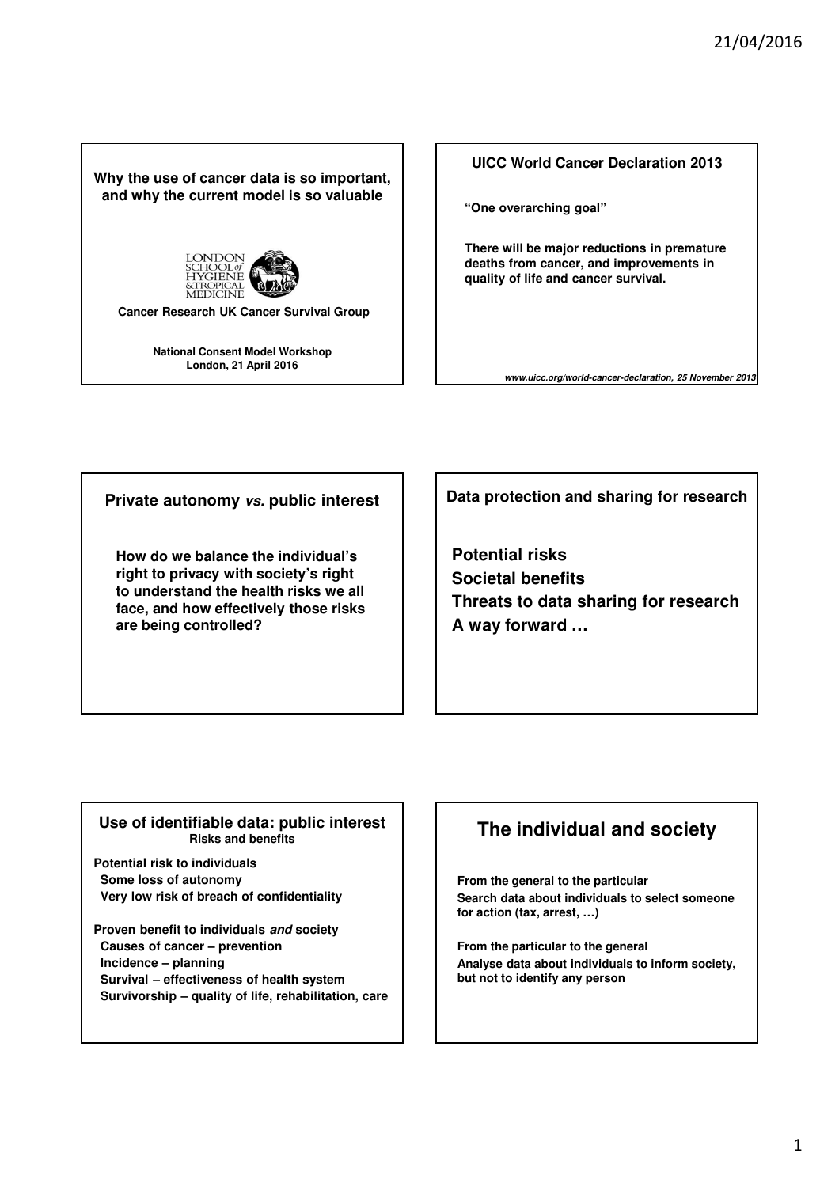## Why the use of cancer data is so important, and why the current model is so valuable

LONDON SCHOOL of HYGIENE &TROPICAL MEDICINE

**Cancer Research UK Cancer Survival Group**

**National Consent Model Workshop**
**London, 21 April 2016**

## UICC World Cancer Declaration 2013

**"One overarching goal"**

**There will be major reductions in premature deaths from cancer, and improvements in quality of life and cancer survival.**

***www.uicc.org/world-cancer-declaration, 25 November 2013***

## Private autonomy *vs.* public interest

**How do we balance the individual's right to privacy with society's right to understand the health risks we all face, and how effectively those risks are being controlled?**

## Data protection and sharing for research

**Potential risks**
**Societal benefits**
**Threats to data sharing for research**
**A way forward …**

## Use of identifiable data: public interest

**Risks and benefits**

**Potential risk to individuals**
- Some loss of autonomy
- Very low risk of breach of confidentiality

**Proven benefit to individuals *and* society**
- Causes of cancer – prevention
- Incidence – planning
- Survival – effectiveness of health system
- Survivorship – quality of life, rehabilitation, care

## The individual and society

**From the general to the particular**
**Search data about individuals to select someone for action (tax, arrest, …)**

**From the particular to the general**
**Analyse data about individuals to inform society, but not to identify any person**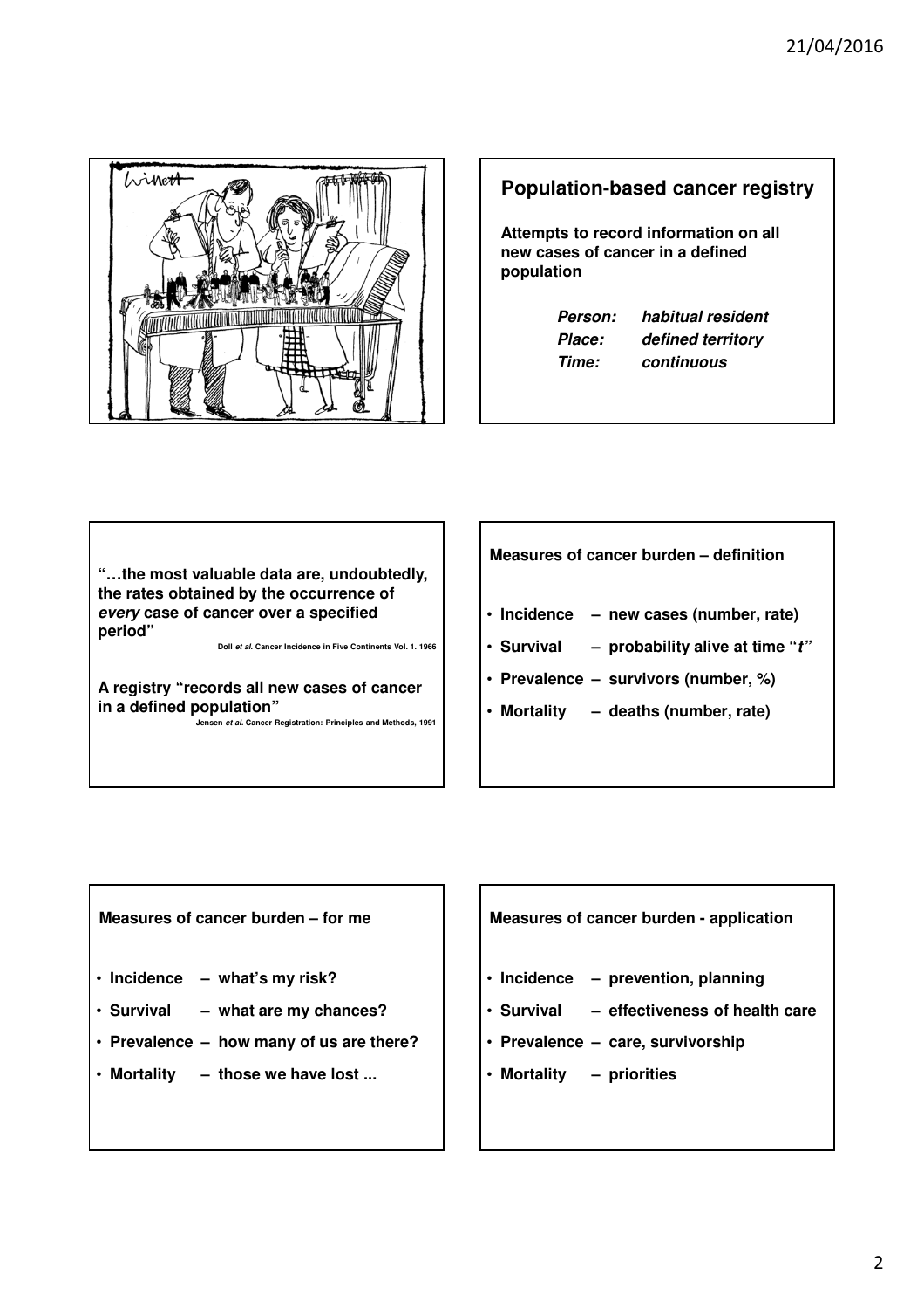## Population-based cancer registry

**Attempts to record information on all new cases of cancer in a defined population**

| | |
|---|---|
| ***Person:*** | ***habitual resident*** |
| ***Place:*** | ***defined territory*** |
| ***Time:*** | ***continuous*** |

**"…the most valuable data are, undoubtedly, the rates obtained by the occurrence of *every* case of cancer over a specified period"**

Doll *et al.* Cancer Incidence in Five Continents Vol. 1. 1966

**A registry "records all new cases of cancer in a defined population"**

Jensen *et al.* Cancer Registration: Principles and Methods, 1991

**Measures of cancer burden – definition**

- **Incidence – new cases (number, rate)**
- **Survival – probability alive at time "*t*"**
- **Prevalence – survivors (number, %)**
- **Mortality – deaths (number, rate)**

**Measures of cancer burden – for me**

- **Incidence – what's my risk?**
- **Survival – what are my chances?**
- **Prevalence – how many of us are there?**
- **Mortality – those we have lost ...**

**Measures of cancer burden - application**

- **Incidence – prevention, planning**
- **Survival – effectiveness of health care**
- **Prevalence – care, survivorship**
- **Mortality – priorities**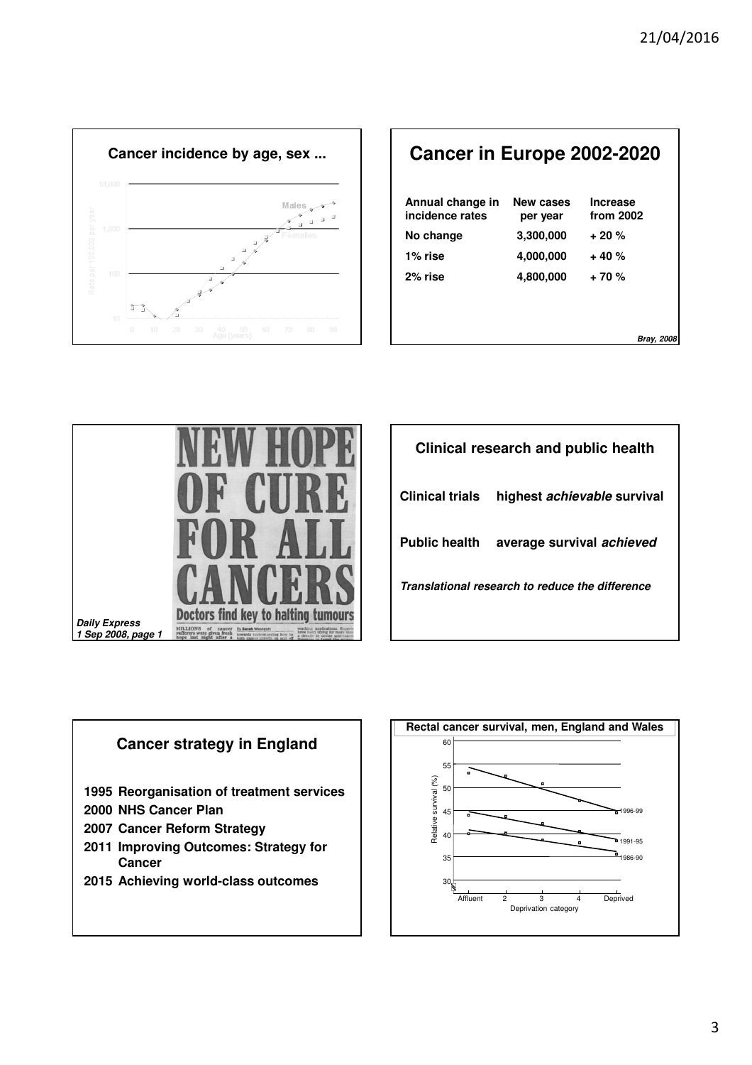## Cancer incidence by age, sex ...

## Cancer in Europe 2002-2020

| Annual change in incidence rates | New cases per year | Increase from 2002 |
|---|---|---|
| No change | 3,300,000 | + 20 % |
| 1% rise | 4,000,000 | + 40 % |
| 2% rise | 4,800,000 | + 70 % |

***Bray, 2008***

**NEW HOPE OF CURE FOR ALL CANCERS**

**Doctors find key to halting tumours**

***Daily Express***
***1 Sep 2008, page 1***

## Clinical research and public health

**Clinical trials** **highest *achievable* survival**

**Public health** **average survival *achieved***

***Translational research to reduce the difference***

## Cancer strategy in England

- **1995 Reorganisation of treatment services**
- **2000 NHS Cancer Plan**
- **2007 Cancer Reform Strategy**
- **2011 Improving Outcomes: Strategy for Cancer**
- **2015 Achieving world-class outcomes**

## Rectal cancer survival, men, England and Wales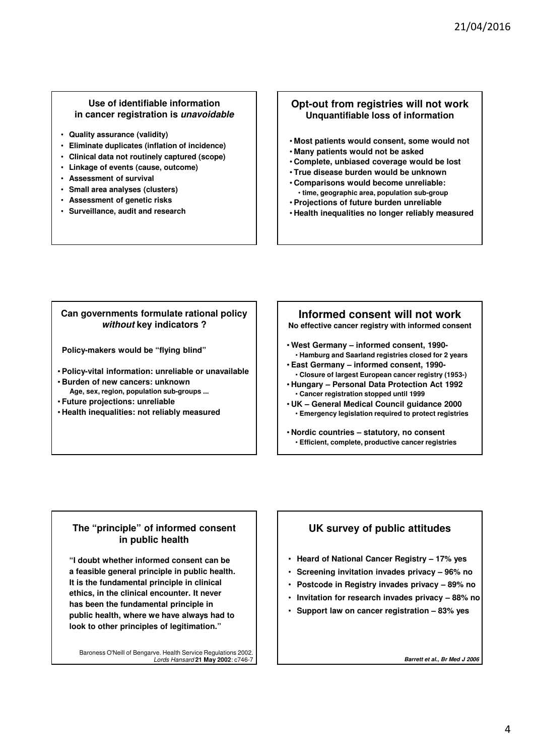## Use of identifiable information in cancer registration is *unavoidable*

- Quality assurance (validity)
- Eliminate duplicates (inflation of incidence)
- Clinical data not routinely captured (scope)
- Linkage of events (cause, outcome)
- Assessment of survival
- Small area analyses (clusters)
- Assessment of genetic risks
- Surveillance, audit and research

## Opt-out from registries will not work

**Unquantifiable loss of information**

- Most patients would consent, some would not
- Many patients would not be asked
- Complete, unbiased coverage would be lost
- True disease burden would be unknown
- Comparisons would become unreliable:
  - time, geographic area, population sub-group
- Projections of future burden unreliable
- Health inequalities no longer reliably measured

## Can governments formulate rational policy *without* key indicators ?

**Policy-makers would be "flying blind"**

- Policy-vital information: unreliable or unavailable
- Burden of new cancers: unknown
  - Age, sex, region, population sub-groups ...
- Future projections: unreliable
- Health inequalities: not reliably measured

## Informed consent will not work

**No effective cancer registry with informed consent**

- West Germany – informed consent, 1990-
  - Hamburg and Saarland registries closed for 2 years
- East Germany – informed consent, 1990-
  - Closure of largest European cancer registry (1953-)
- Hungary – Personal Data Protection Act 1992
  - Cancer registration stopped until 1999
- UK – General Medical Council guidance 2000
  - Emergency legislation required to protect registries
- Nordic countries – statutory, no consent
  - Efficient, complete, productive cancer registries

## The "principle" of informed consent in public health

**"I doubt whether informed consent can be a feasible general principle in public health. It is the fundamental principle in clinical ethics, in the clinical encounter. It never has been the fundamental principle in public health, where we have always had to look to other principles of legitimation."**

Baroness O'Neill of Bengarve. Health Service Regulations 2002. *Lords Hansard* **21 May 2002**: c746-7

## UK survey of public attitudes

- Heard of National Cancer Registry – 17% yes
- Screening invitation invades privacy – 96% no
- Postcode in Registry invades privacy – 89% no
- Invitation for research invades privacy – 88% no
- Support law on cancer registration – 83% yes

***Barrett et al., Br Med J 2006***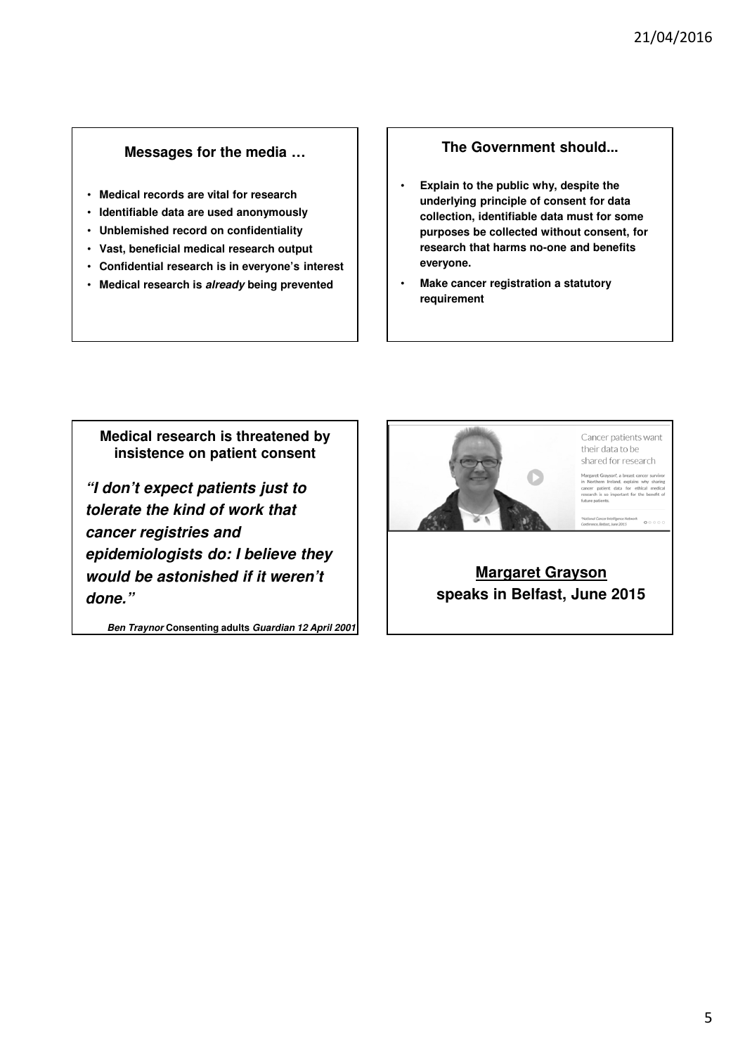## Messages for the media …

- Medical records are vital for research
- Identifiable data are used anonymously
- Unblemished record on confidentiality
- Vast, beneficial medical research output
- Confidential research is in everyone's interest
- Medical research is *already* being prevented

## The Government should...

- Explain to the public why, despite the underlying principle of consent for data collection, identifiable data must for some purposes be collected without consent, for research that harms no-one and benefits everyone.
- Make cancer registration a statutory requirement

## Medical research is threatened by insistence on patient consent

***"I don't expect patients just to tolerate the kind of work that cancer registries and epidemiologists do: I believe they would be astonished if it weren't done."***

***Ben Traynor*** **Consenting adults** ***Guardian 12 April 2001***

Cancer patients want their data to be shared for research

Margaret Grayson*, a breast cancer survivor in Northern Ireland, explains why sharing cancer patient data for ethical medical research is so important for the benefit of future patients.

*National Cancer Intelligence Network Conference, Belfast, June 2015

**Margaret Grayson**
**speaks in Belfast, June 2015**